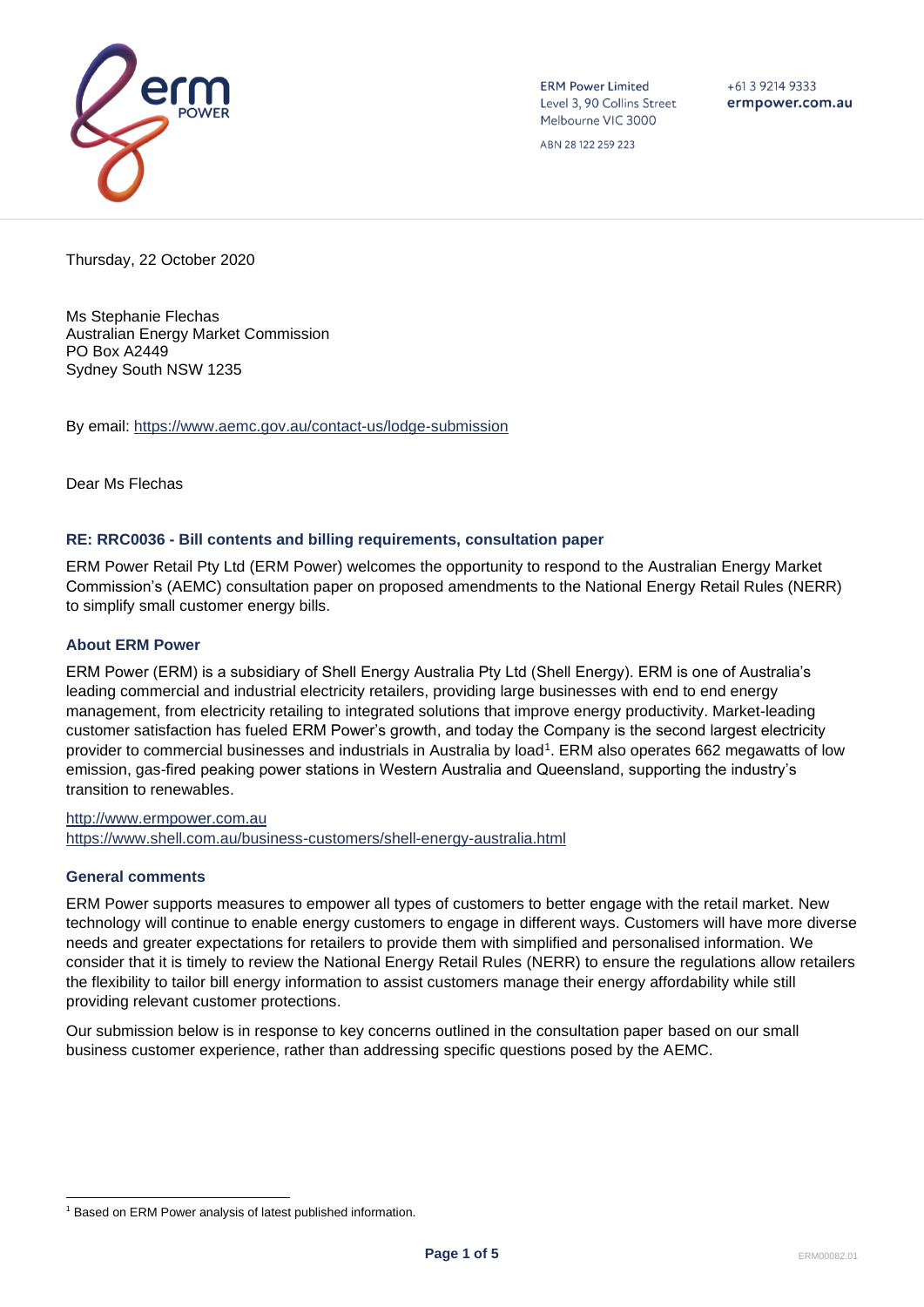ERM Power Limited
Level 3, 90 Collins Street
Melbourne VIC 3000

ABN 28 122 259 223

+61 3 9214 9333
**ermpower.com.au**

Thursday, 22 October 2020

Ms Stephanie Flechas
Australian Energy Market Commission
PO Box A2449
Sydney South NSW 1235

By email: https://www.aemc.gov.au/contact-us/lodge-submission

Dear Ms Flechas

### RE: RRC0036 - Bill contents and billing requirements, consultation paper

ERM Power Retail Pty Ltd (ERM Power) welcomes the opportunity to respond to the Australian Energy Market Commission's (AEMC) consultation paper on proposed amendments to the National Energy Retail Rules (NERR) to simplify small customer energy bills.

### About ERM Power

ERM Power (ERM) is a subsidiary of Shell Energy Australia Pty Ltd (Shell Energy). ERM is one of Australia's leading commercial and industrial electricity retailers, providing large businesses with end to end energy management, from electricity retailing to integrated solutions that improve energy productivity. Market-leading customer satisfaction has fueled ERM Power's growth, and today the Company is the second largest electricity provider to commercial businesses and industrials in Australia by load[1]. ERM also operates 662 megawatts of low emission, gas-fired peaking power stations in Western Australia and Queensland, supporting the industry's transition to renewables.

http://www.ermpower.com.au
https://www.shell.com.au/business-customers/shell-energy-australia.html

### General comments

ERM Power supports measures to empower all types of customers to better engage with the retail market. New technology will continue to enable energy customers to engage in different ways. Customers will have more diverse needs and greater expectations for retailers to provide them with simplified and personalised information. We consider that it is timely to review the National Energy Retail Rules (NERR) to ensure the regulations allow retailers the flexibility to tailor bill energy information to assist customers manage their energy affordability while still providing relevant customer protections.

Our submission below is in response to key concerns outlined in the consultation paper based on our small business customer experience, rather than addressing specific questions posed by the AEMC.

---

[1] Based on ERM Power analysis of latest published information.

ERM00082.01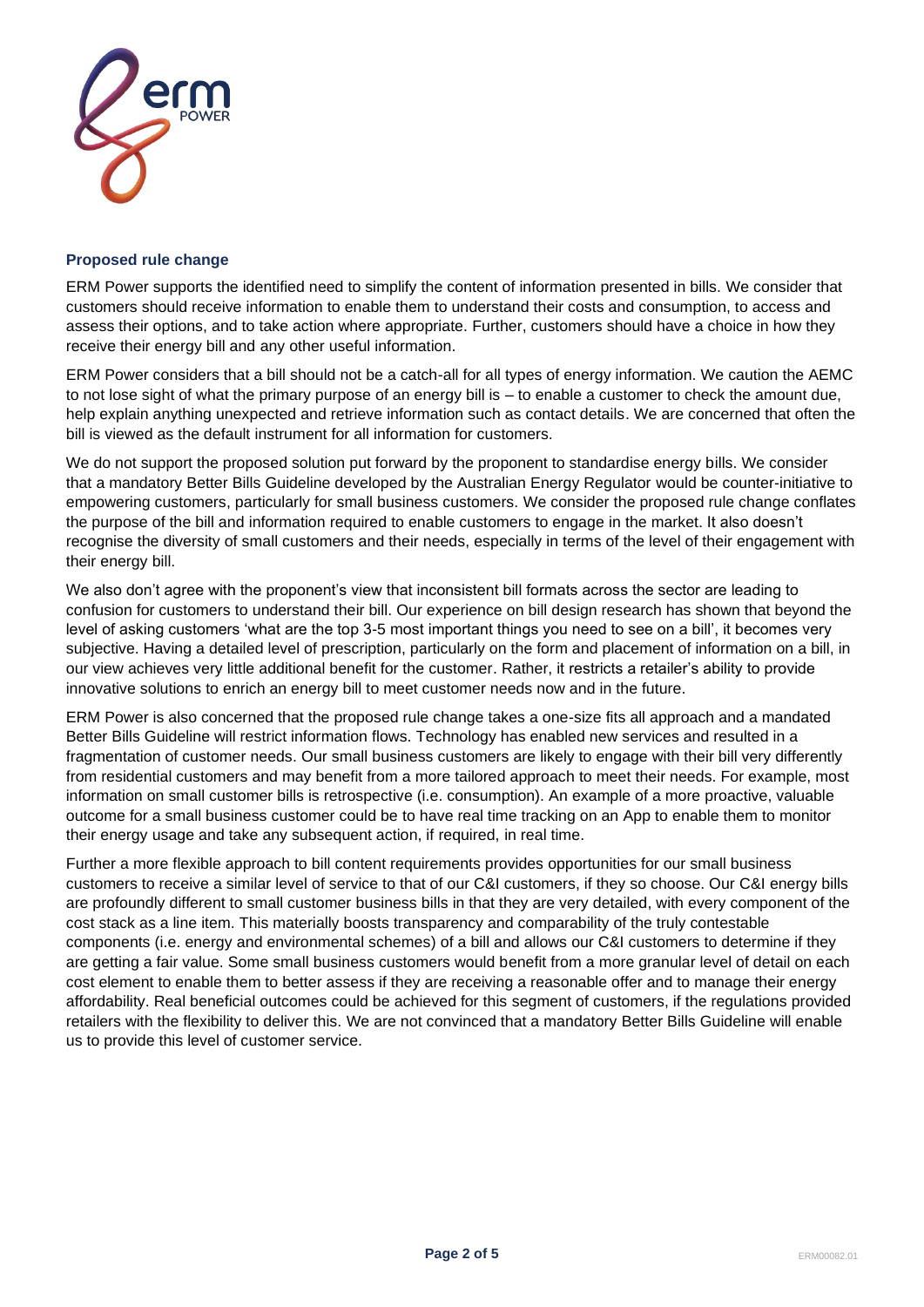### Proposed rule change

ERM Power supports the identified need to simplify the content of information presented in bills. We consider that customers should receive information to enable them to understand their costs and consumption, to access and assess their options, and to take action where appropriate. Further, customers should have a choice in how they receive their energy bill and any other useful information.

ERM Power considers that a bill should not be a catch-all for all types of energy information. We caution the AEMC to not lose sight of what the primary purpose of an energy bill is – to enable a customer to check the amount due, help explain anything unexpected and retrieve information such as contact details. We are concerned that often the bill is viewed as the default instrument for all information for customers.

We do not support the proposed solution put forward by the proponent to standardise energy bills. We consider that a mandatory Better Bills Guideline developed by the Australian Energy Regulator would be counter-initiative to empowering customers, particularly for small business customers. We consider the proposed rule change conflates the purpose of the bill and information required to enable customers to engage in the market. It also doesn't recognise the diversity of small customers and their needs, especially in terms of the level of their engagement with their energy bill.

We also don't agree with the proponent's view that inconsistent bill formats across the sector are leading to confusion for customers to understand their bill. Our experience on bill design research has shown that beyond the level of asking customers 'what are the top 3-5 most important things you need to see on a bill', it becomes very subjective. Having a detailed level of prescription, particularly on the form and placement of information on a bill, in our view achieves very little additional benefit for the customer. Rather, it restricts a retailer's ability to provide innovative solutions to enrich an energy bill to meet customer needs now and in the future.

ERM Power is also concerned that the proposed rule change takes a one-size fits all approach and a mandated Better Bills Guideline will restrict information flows. Technology has enabled new services and resulted in a fragmentation of customer needs. Our small business customers are likely to engage with their bill very differently from residential customers and may benefit from a more tailored approach to meet their needs. For example, most information on small customer bills is retrospective (i.e. consumption). An example of a more proactive, valuable outcome for a small business customer could be to have real time tracking on an App to enable them to monitor their energy usage and take any subsequent action, if required, in real time.

Further a more flexible approach to bill content requirements provides opportunities for our small business customers to receive a similar level of service to that of our C&I customers, if they so choose. Our C&I energy bills are profoundly different to small customer business bills in that they are very detailed, with every component of the cost stack as a line item. This materially boosts transparency and comparability of the truly contestable components (i.e. energy and environmental schemes) of a bill and allows our C&I customers to determine if they are getting a fair value. Some small business customers would benefit from a more granular level of detail on each cost element to enable them to better assess if they are receiving a reasonable offer and to manage their energy affordability. Real beneficial outcomes could be achieved for this segment of customers, if the regulations provided retailers with the flexibility to deliver this. We are not convinced that a mandatory Better Bills Guideline will enable us to provide this level of customer service.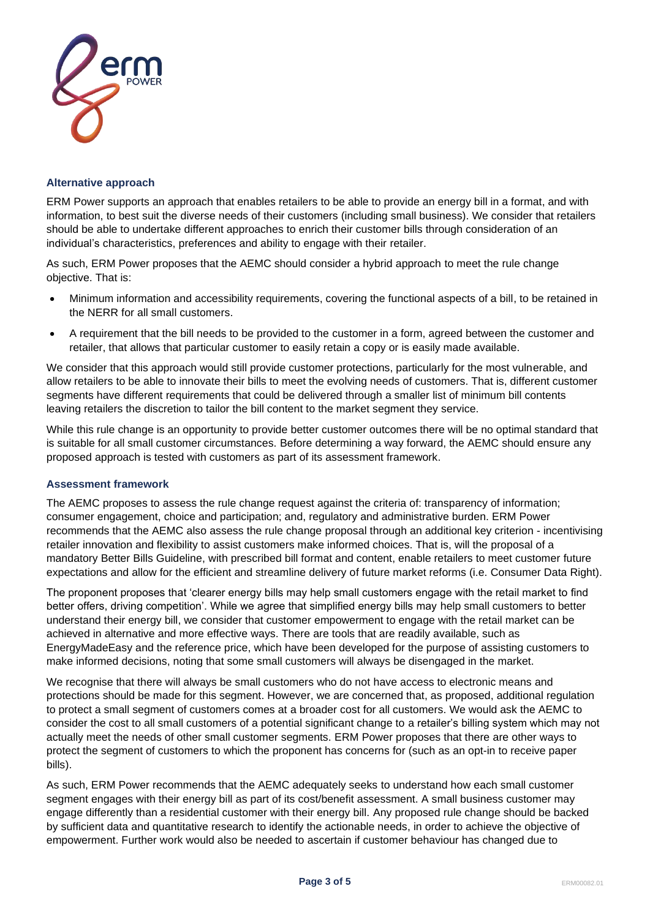### Alternative approach

ERM Power supports an approach that enables retailers to be able to provide an energy bill in a format, and with information, to best suit the diverse needs of their customers (including small business). We consider that retailers should be able to undertake different approaches to enrich their customer bills through consideration of an individual's characteristics, preferences and ability to engage with their retailer.

As such, ERM Power proposes that the AEMC should consider a hybrid approach to meet the rule change objective. That is:

- Minimum information and accessibility requirements, covering the functional aspects of a bill, to be retained in the NERR for all small customers.
- A requirement that the bill needs to be provided to the customer in a form, agreed between the customer and retailer, that allows that particular customer to easily retain a copy or is easily made available.

We consider that this approach would still provide customer protections, particularly for the most vulnerable, and allow retailers to be able to innovate their bills to meet the evolving needs of customers. That is, different customer segments have different requirements that could be delivered through a smaller list of minimum bill contents leaving retailers the discretion to tailor the bill content to the market segment they service.

While this rule change is an opportunity to provide better customer outcomes there will be no optimal standard that is suitable for all small customer circumstances. Before determining a way forward, the AEMC should ensure any proposed approach is tested with customers as part of its assessment framework.

### Assessment framework

The AEMC proposes to assess the rule change request against the criteria of: transparency of information; consumer engagement, choice and participation; and, regulatory and administrative burden. ERM Power recommends that the AEMC also assess the rule change proposal through an additional key criterion - incentivising retailer innovation and flexibility to assist customers make informed choices. That is, will the proposal of a mandatory Better Bills Guideline, with prescribed bill format and content, enable retailers to meet customer future expectations and allow for the efficient and streamline delivery of future market reforms (i.e. Consumer Data Right).

The proponent proposes that 'clearer energy bills may help small customers engage with the retail market to find better offers, driving competition'. While we agree that simplified energy bills may help small customers to better understand their energy bill, we consider that customer empowerment to engage with the retail market can be achieved in alternative and more effective ways. There are tools that are readily available, such as EnergyMadeEasy and the reference price, which have been developed for the purpose of assisting customers to make informed decisions, noting that some small customers will always be disengaged in the market.

We recognise that there will always be small customers who do not have access to electronic means and protections should be made for this segment. However, we are concerned that, as proposed, additional regulation to protect a small segment of customers comes at a broader cost for all customers. We would ask the AEMC to consider the cost to all small customers of a potential significant change to a retailer's billing system which may not actually meet the needs of other small customer segments. ERM Power proposes that there are other ways to protect the segment of customers to which the proponent has concerns for (such as an opt-in to receive paper bills).

As such, ERM Power recommends that the AEMC adequately seeks to understand how each small customer segment engages with their energy bill as part of its cost/benefit assessment. A small business customer may engage differently than a residential customer with their energy bill. Any proposed rule change should be backed by sufficient data and quantitative research to identify the actionable needs, in order to achieve the objective of empowerment. Further work would also be needed to ascertain if customer behaviour has changed due to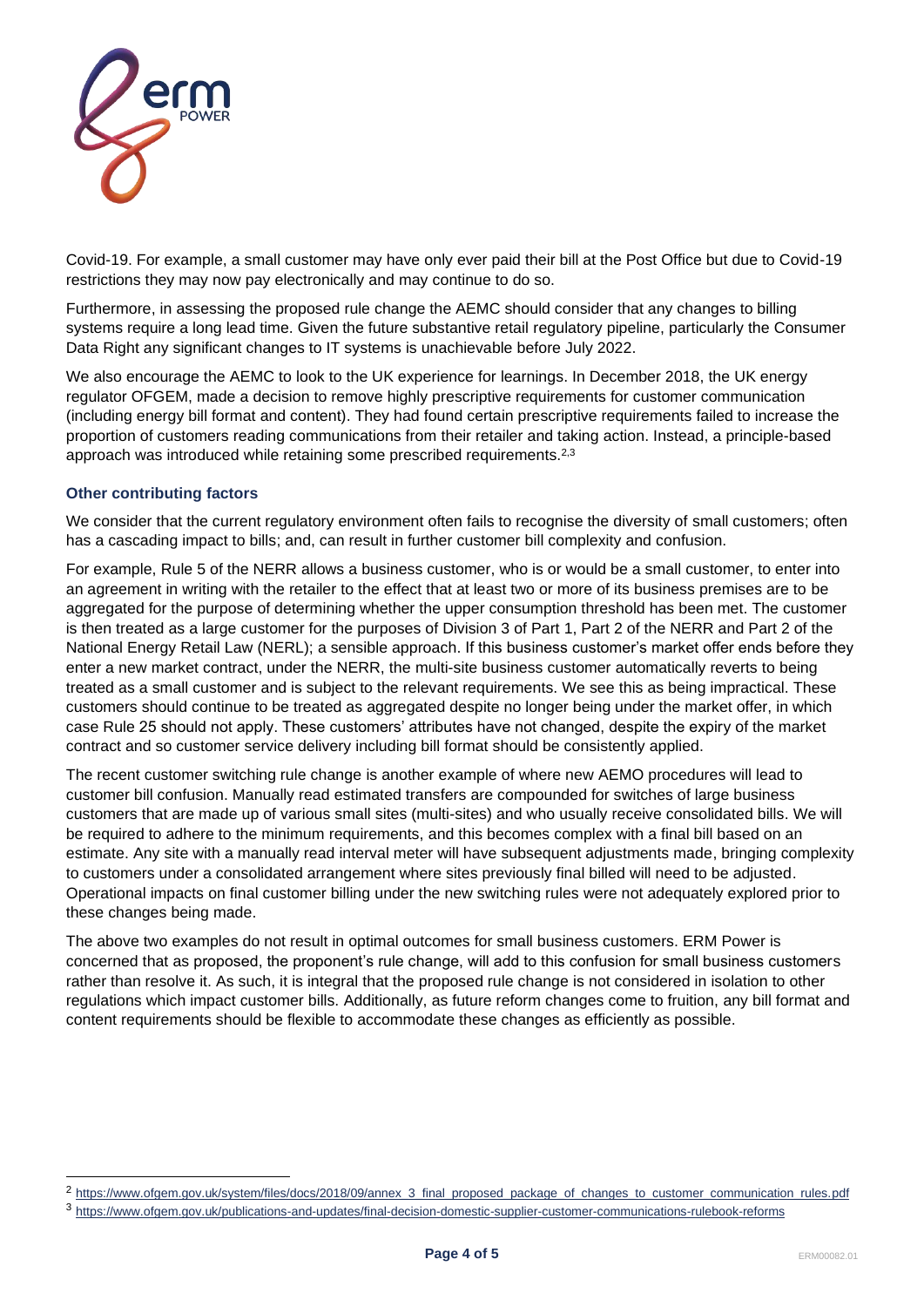Covid-19. For example, a small customer may have only ever paid their bill at the Post Office but due to Covid-19 restrictions they may now pay electronically and may continue to do so.

Furthermore, in assessing the proposed rule change the AEMC should consider that any changes to billing systems require a long lead time. Given the future substantive retail regulatory pipeline, particularly the Consumer Data Right any significant changes to IT systems is unachievable before July 2022.

We also encourage the AEMC to look to the UK experience for learnings. In December 2018, the UK energy regulator OFGEM, made a decision to remove highly prescriptive requirements for customer communication (including energy bill format and content). They had found certain prescriptive requirements failed to increase the proportion of customers reading communications from their retailer and taking action. Instead, a principle-based approach was introduced while retaining some prescribed requirements.[2,3]

### Other contributing factors

We consider that the current regulatory environment often fails to recognise the diversity of small customers; often has a cascading impact to bills; and, can result in further customer bill complexity and confusion.

For example, Rule 5 of the NERR allows a business customer, who is or would be a small customer, to enter into an agreement in writing with the retailer to the effect that at least two or more of its business premises are to be aggregated for the purpose of determining whether the upper consumption threshold has been met. The customer is then treated as a large customer for the purposes of Division 3 of Part 1, Part 2 of the NERR and Part 2 of the National Energy Retail Law (NERL); a sensible approach. If this business customer's market offer ends before they enter a new market contract, under the NERR, the multi-site business customer automatically reverts to being treated as a small customer and is subject to the relevant requirements. We see this as being impractical. These customers should continue to be treated as aggregated despite no longer being under the market offer, in which case Rule 25 should not apply. These customers' attributes have not changed, despite the expiry of the market contract and so customer service delivery including bill format should be consistently applied.

The recent customer switching rule change is another example of where new AEMO procedures will lead to customer bill confusion. Manually read estimated transfers are compounded for switches of large business customers that are made up of various small sites (multi-sites) and who usually receive consolidated bills. We will be required to adhere to the minimum requirements, and this becomes complex with a final bill based on an estimate. Any site with a manually read interval meter will have subsequent adjustments made, bringing complexity to customers under a consolidated arrangement where sites previously final billed will need to be adjusted. Operational impacts on final customer billing under the new switching rules were not adequately explored prior to these changes being made.

The above two examples do not result in optimal outcomes for small business customers. ERM Power is concerned that as proposed, the proponent's rule change, will add to this confusion for small business customers rather than resolve it. As such, it is integral that the proposed rule change is not considered in isolation to other regulations which impact customer bills. Additionally, as future reform changes come to fruition, any bill format and content requirements should be flexible to accommodate these changes as efficiently as possible.

---

[2] https://www.ofgem.gov.uk/system/files/docs/2018/09/annex_3_final_proposed_package_of_changes_to_customer_communication_rules.pdf

[3] https://www.ofgem.gov.uk/publications-and-updates/final-decision-domestic-supplier-customer-communications-rulebook-reforms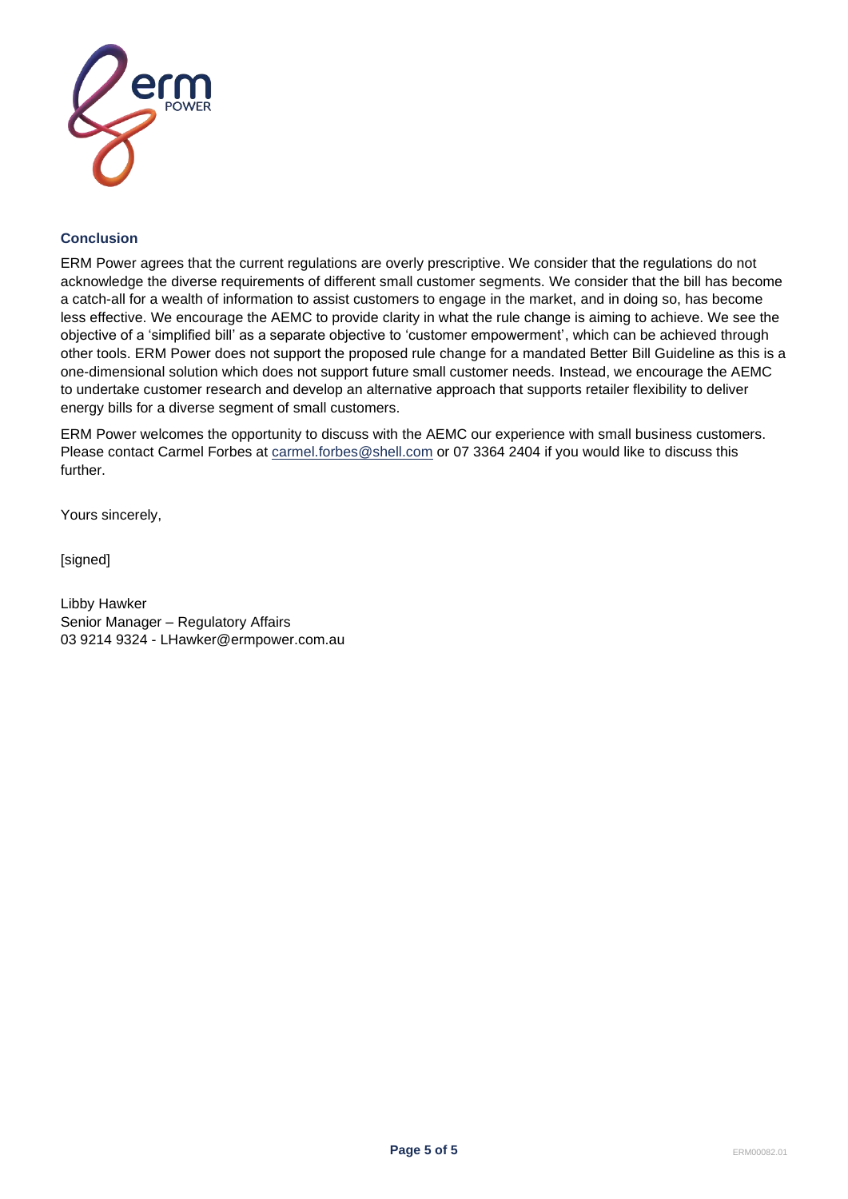### Conclusion

ERM Power agrees that the current regulations are overly prescriptive. We consider that the regulations do not acknowledge the diverse requirements of different small customer segments. We consider that the bill has become a catch-all for a wealth of information to assist customers to engage in the market, and in doing so, has become less effective. We encourage the AEMC to provide clarity in what the rule change is aiming to achieve. We see the objective of a 'simplified bill' as a separate objective to 'customer empowerment', which can be achieved through other tools. ERM Power does not support the proposed rule change for a mandated Better Bill Guideline as this is a one-dimensional solution which does not support future small customer needs. Instead, we encourage the AEMC to undertake customer research and develop an alternative approach that supports retailer flexibility to deliver energy bills for a diverse segment of small customers.

ERM Power welcomes the opportunity to discuss with the AEMC our experience with small business customers. Please contact Carmel Forbes at carmel.forbes@shell.com or 07 3364 2404 if you would like to discuss this further.

Yours sincerely,

[signed]

Libby Hawker
Senior Manager – Regulatory Affairs
03 9214 9324 - LHawker@ermpower.com.au